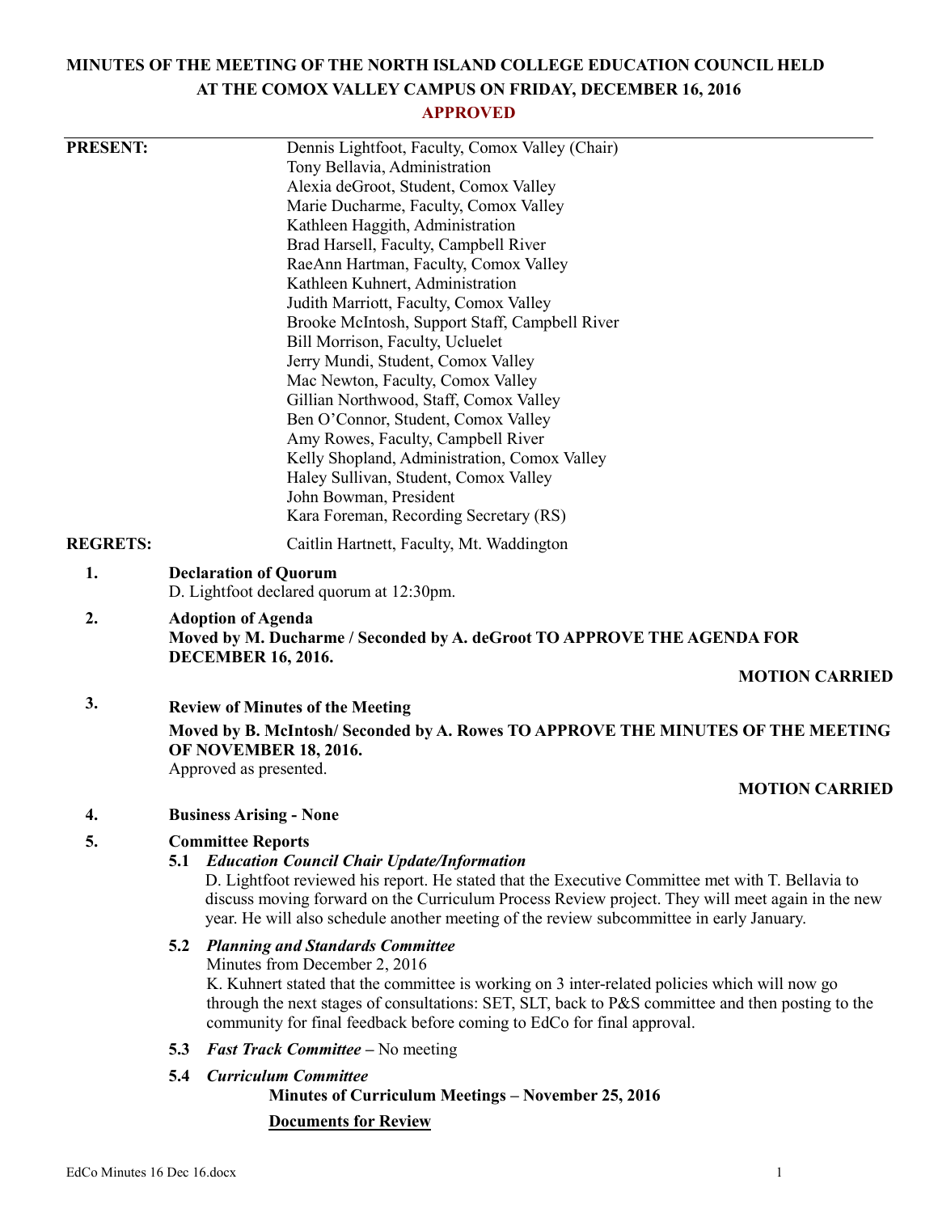# MINUTES OF THE MEETING OF THE NORTH ISLAND COLLEGE EDUCATION COUNCIL HELD AT THE COMOX VALLEY CAMPUS ON FRIDAY, DECEMBER 16, 2016

**APPROVED**

**PRESENT:**

Dennis Lightfoot, Faculty, Comox Valley (Chair)
Tony Bellavia, Administration
Alexia deGroot, Student, Comox Valley
Marie Ducharme, Faculty, Comox Valley
Kathleen Haggith, Administration
Brad Harsell, Faculty, Campbell River
RaeAnn Hartman, Faculty, Comox Valley
Kathleen Kuhnert, Administration
Judith Marriott, Faculty, Comox Valley
Brooke McIntosh, Support Staff, Campbell River
Bill Morrison, Faculty, Ucluelet
Jerry Mundi, Student, Comox Valley
Mac Newton, Faculty, Comox Valley
Gillian Northwood, Staff, Comox Valley
Ben O'Connor, Student, Comox Valley
Amy Rowes, Faculty, Campbell River
Kelly Shopland, Administration, Comox Valley
Haley Sullivan, Student, Comox Valley
John Bowman, President
Kara Foreman, Recording Secretary (RS)

**REGRETS:**

Caitlin Hartnett, Faculty, Mt. Waddington

**1. Declaration of Quorum**

D. Lightfoot declared quorum at 12:30pm.

**2. Adoption of Agenda**

**Moved by M. Ducharme / Seconded by A. deGroot TO APPROVE THE AGENDA FOR DECEMBER 16, 2016.**

**MOTION CARRIED**

**3. Review of Minutes of the Meeting**

**Moved by B. McIntosh/ Seconded by A. Rowes TO APPROVE THE MINUTES OF THE MEETING OF NOVEMBER 18, 2016.**

Approved as presented.

**MOTION CARRIED**

**4. Business Arising - None**

**5. Committee Reports**

**5.1** ***Education Council Chair Update/Information***

D. Lightfoot reviewed his report. He stated that the Executive Committee met with T. Bellavia to discuss moving forward on the Curriculum Process Review project. They will meet again in the new year. He will also schedule another meeting of the review subcommittee in early January.

**5.2** ***Planning and Standards Committee***

Minutes from December 2, 2016

K. Kuhnert stated that the committee is working on 3 inter-related policies which will now go through the next stages of consultations: SET, SLT, back to P&S committee and then posting to the community for final feedback before coming to EdCo for final approval.

**5.3** ***Fast Track Committee*** – No meeting

**5.4** ***Curriculum Committee***

**Minutes of Curriculum Meetings – November 25, 2016**

**Documents for Review**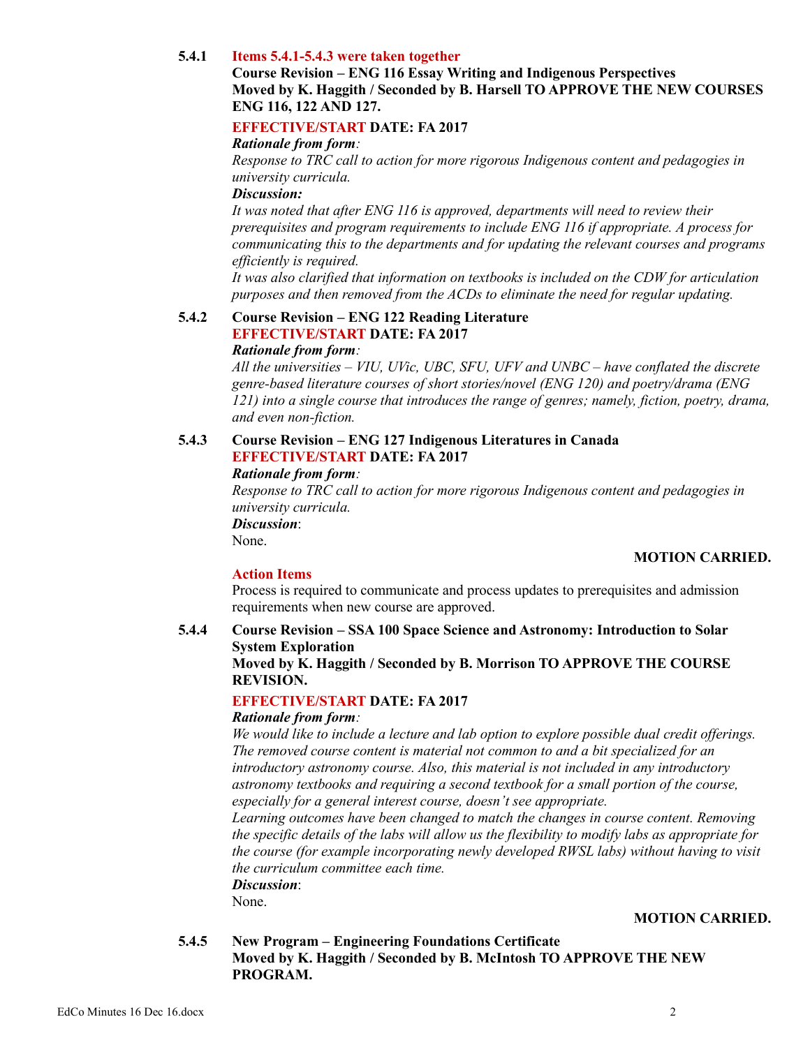**5.4.1** **Items 5.4.1-5.4.3 were taken together**

**Course Revision – ENG 116 Essay Writing and Indigenous Perspectives**
**Moved by K. Haggith / Seconded by B. Harsell TO APPROVE THE NEW COURSES ENG 116, 122 AND 127.**

**EFFECTIVE/START DATE: FA 2017**

***Rationale from form*:**
*Response to TRC call to action for more rigorous Indigenous content and pedagogies in university curricula.*

***Discussion:***
*It was noted that after ENG 116 is approved, departments will need to review their prerequisites and program requirements to include ENG 116 if appropriate. A process for communicating this to the departments and for updating the relevant courses and programs efficiently is required.*
*It was also clarified that information on textbooks is included on the CDW for articulation purposes and then removed from the ACDs to eliminate the need for regular updating.*

**5.4.2** **Course Revision – ENG 122 Reading Literature**
**EFFECTIVE/START DATE: FA 2017**

***Rationale from form*:**
*All the universities – VIU, UVic, UBC, SFU, UFV and UNBC – have conflated the discrete genre-based literature courses of short stories/novel (ENG 120) and poetry/drama (ENG 121) into a single course that introduces the range of genres; namely, fiction, poetry, drama, and even non-fiction.*

**5.4.3** **Course Revision – ENG 127 Indigenous Literatures in Canada**
**EFFECTIVE/START DATE: FA 2017**

***Rationale from form*:**
*Response to TRC call to action for more rigorous Indigenous content and pedagogies in university curricula.*

***Discussion*:**
None.

**MOTION CARRIED.**

**Action Items**
Process is required to communicate and process updates to prerequisites and admission requirements when new course are approved.

**5.4.4** **Course Revision – SSA 100 Space Science and Astronomy: Introduction to Solar System Exploration**
**Moved by K. Haggith / Seconded by B. Morrison TO APPROVE THE COURSE REVISION.**

**EFFECTIVE/START DATE: FA 2017**

***Rationale from form*:**
*We would like to include a lecture and lab option to explore possible dual credit offerings. The removed course content is material not common to and a bit specialized for an introductory astronomy course. Also, this material is not included in any introductory astronomy textbooks and requiring a second textbook for a small portion of the course, especially for a general interest course, doesn't see appropriate.*
*Learning outcomes have been changed to match the changes in course content. Removing the specific details of the labs will allow us the flexibility to modify labs as appropriate for the course (for example incorporating newly developed RWSL labs) without having to visit the curriculum committee each time.*

***Discussion*:**
None.

**MOTION CARRIED.**

**5.4.5** **New Program – Engineering Foundations Certificate**
**Moved by K. Haggith / Seconded by B. McIntosh TO APPROVE THE NEW PROGRAM.**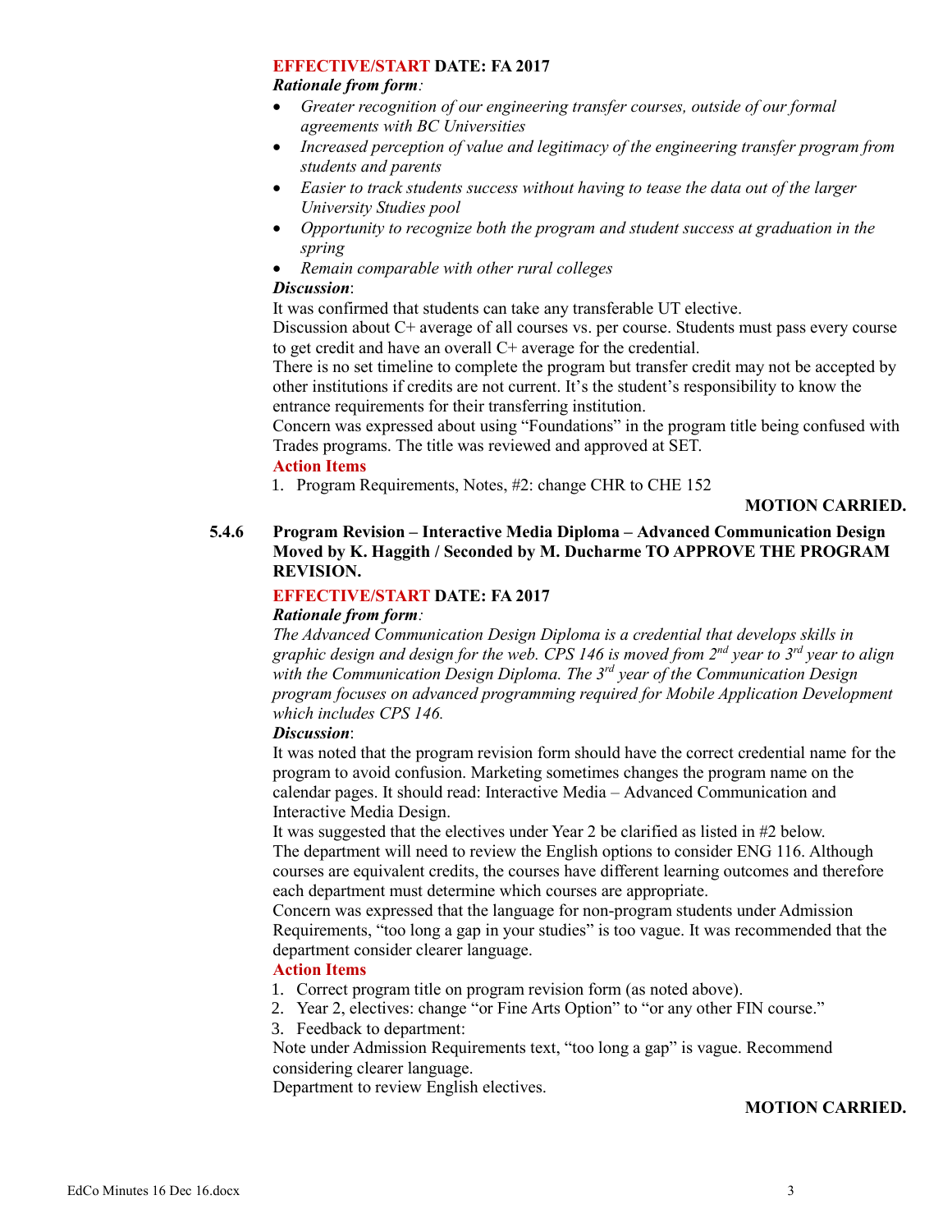**EFFECTIVE/START DATE: FA 2017**

***Rationale from form**:*

- *Greater recognition of our engineering transfer courses, outside of our formal agreements with BC Universities*
- *Increased perception of value and legitimacy of the engineering transfer program from students and parents*
- *Easier to track students success without having to tease the data out of the larger University Studies pool*
- *Opportunity to recognize both the program and student success at graduation in the spring*
- *Remain comparable with other rural colleges*

***Discussion***:

It was confirmed that students can take any transferable UT elective.

Discussion about C+ average of all courses vs. per course. Students must pass every course to get credit and have an overall C+ average for the credential.

There is no set timeline to complete the program but transfer credit may not be accepted by other institutions if credits are not current. It's the student's responsibility to know the entrance requirements for their transferring institution.

Concern was expressed about using "Foundations" in the program title being confused with Trades programs. The title was reviewed and approved at SET.

**Action Items**

1. Program Requirements, Notes, #2: change CHR to CHE 152

**MOTION CARRIED.**

**5.4.6 Program Revision – Interactive Media Diploma – Advanced Communication Design**
**Moved by K. Haggith / Seconded by M. Ducharme TO APPROVE THE PROGRAM REVISION.**

**EFFECTIVE/START DATE: FA 2017**

***Rationale from form**:*

*The Advanced Communication Design Diploma is a credential that develops skills in graphic design and design for the web. CPS 146 is moved from 2nd year to 3rd year to align with the Communication Design Diploma. The 3rd year of the Communication Design program focuses on advanced programming required for Mobile Application Development which includes CPS 146.*

***Discussion***:

It was noted that the program revision form should have the correct credential name for the program to avoid confusion. Marketing sometimes changes the program name on the calendar pages. It should read: Interactive Media – Advanced Communication and Interactive Media Design.

It was suggested that the electives under Year 2 be clarified as listed in #2 below.

The department will need to review the English options to consider ENG 116. Although courses are equivalent credits, the courses have different learning outcomes and therefore each department must determine which courses are appropriate.

Concern was expressed that the language for non-program students under Admission Requirements, "too long a gap in your studies" is too vague. It was recommended that the department consider clearer language.

**Action Items**

1. Correct program title on program revision form (as noted above).
2. Year 2, electives: change "or Fine Arts Option" to "or any other FIN course."
3. Feedback to department:

Note under Admission Requirements text, "too long a gap" is vague. Recommend considering clearer language.

Department to review English electives.

**MOTION CARRIED.**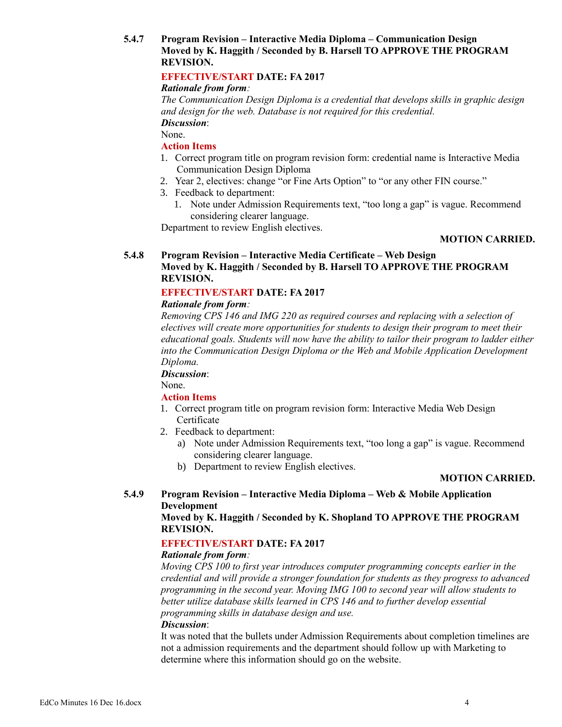**5.4.7 Program Revision – Interactive Media Diploma – Communication Design**
**Moved by K. Haggith / Seconded by B. Harsell TO APPROVE THE PROGRAM REVISION.**

**EFFECTIVE/START DATE: FA 2017**

***Rationale from form:***
*The Communication Design Diploma is a credential that develops skills in graphic design and design for the web. Database is not required for this credential.*

***Discussion***:
None.

**Action Items**

1. Correct program title on program revision form: credential name is Interactive Media Communication Design Diploma
2. Year 2, electives: change "or Fine Arts Option" to "or any other FIN course."
3. Feedback to department:
   1. Note under Admission Requirements text, "too long a gap" is vague. Recommend considering clearer language.

Department to review English electives.

**MOTION CARRIED.**

**5.4.8 Program Revision – Interactive Media Certificate – Web Design**
**Moved by K. Haggith / Seconded by B. Harsell TO APPROVE THE PROGRAM REVISION.**

**EFFECTIVE/START DATE: FA 2017**

***Rationale from form:***
*Removing CPS 146 and IMG 220 as required courses and replacing with a selection of electives will create more opportunities for students to design their program to meet their educational goals. Students will now have the ability to tailor their program to ladder either into the Communication Design Diploma or the Web and Mobile Application Development Diploma.*

***Discussion***:
None.

**Action Items**

1. Correct program title on program revision form: Interactive Media Web Design Certificate
2. Feedback to department:
   a) Note under Admission Requirements text, "too long a gap" is vague. Recommend considering clearer language.
   b) Department to review English electives.

**MOTION CARRIED.**

**5.4.9 Program Revision – Interactive Media Diploma – Web & Mobile Application Development**
**Moved by K. Haggith / Seconded by K. Shopland TO APPROVE THE PROGRAM REVISION.**

**EFFECTIVE/START DATE: FA 2017**

***Rationale from form:***
*Moving CPS 100 to first year introduces computer programming concepts earlier in the credential and will provide a stronger foundation for students as they progress to advanced programming in the second year. Moving IMG 100 to second year will allow students to better utilize database skills learned in CPS 146 and to further develop essential programming skills in database design and use.*

***Discussion***:
It was noted that the bullets under Admission Requirements about completion timelines are not a admission requirements and the department should follow up with Marketing to determine where this information should go on the website.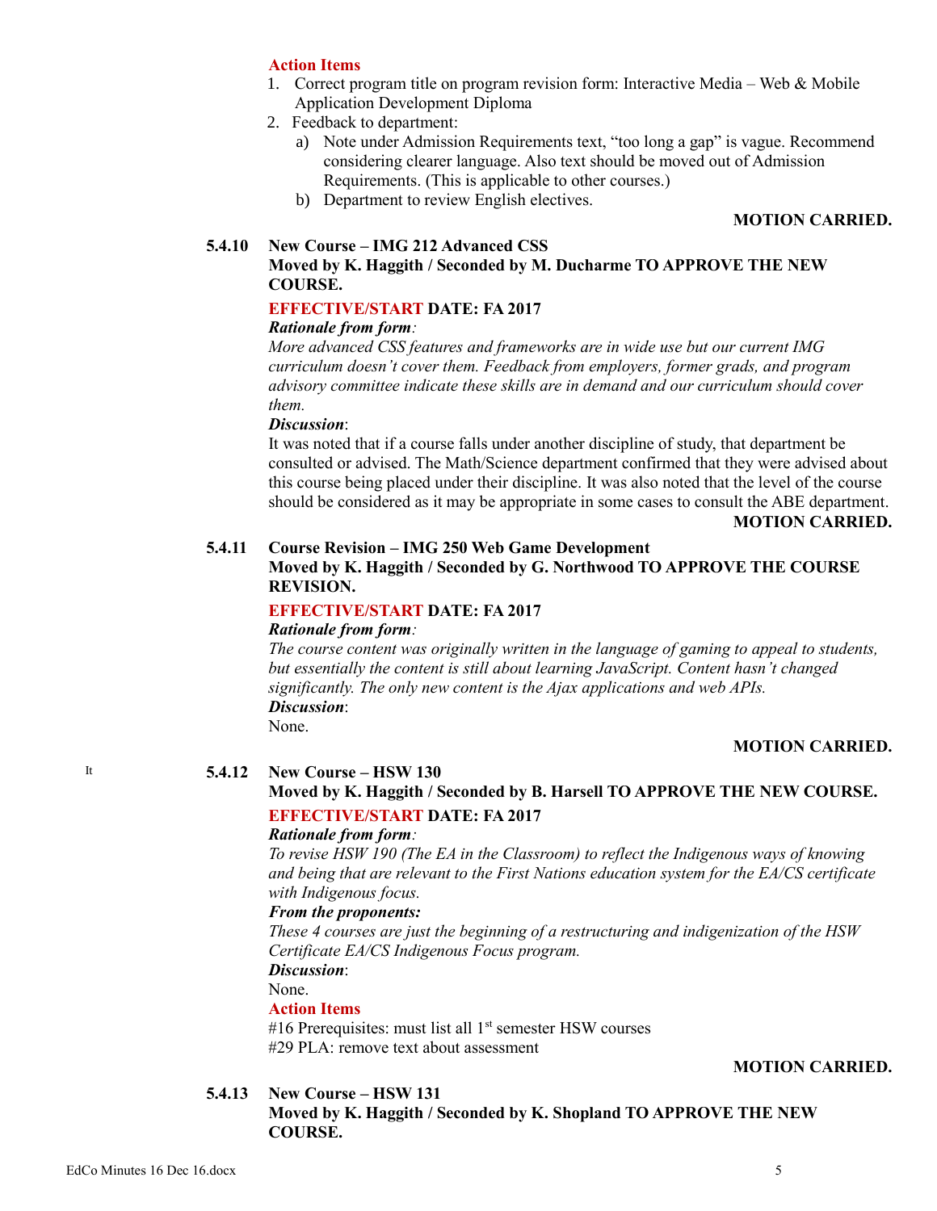**Action Items**

1. Correct program title on program revision form: Interactive Media – Web & Mobile Application Development Diploma
2. Feedback to department:
   a) Note under Admission Requirements text, "too long a gap" is vague. Recommend considering clearer language. Also text should be moved out of Admission Requirements. (This is applicable to other courses.)
   b) Department to review English electives.

**MOTION CARRIED.**

**5.4.10 New Course – IMG 212 Advanced CSS**
**Moved by K. Haggith / Seconded by M. Ducharme TO APPROVE THE NEW COURSE.**

**EFFECTIVE/START DATE: FA 2017**

***Rationale from form:***
*More advanced CSS features and frameworks are in wide use but our current IMG curriculum doesn't cover them. Feedback from employers, former grads, and program advisory committee indicate these skills are in demand and our curriculum should cover them.*

***Discussion***:
It was noted that if a course falls under another discipline of study, that department be consulted or advised. The Math/Science department confirmed that they were advised about this course being placed under their discipline. It was also noted that the level of the course should be considered as it may be appropriate in some cases to consult the ABE department.

**MOTION CARRIED.**

**5.4.11 Course Revision – IMG 250 Web Game Development**
**Moved by K. Haggith / Seconded by G. Northwood TO APPROVE THE COURSE REVISION.**

**EFFECTIVE/START DATE: FA 2017**

***Rationale from form:***
*The course content was originally written in the language of gaming to appeal to students, but essentially the content is still about learning JavaScript. Content hasn't changed significantly. The only new content is the Ajax applications and web APIs.*

***Discussion***:
None.

**MOTION CARRIED.**

It

**5.4.12 New Course – HSW 130**
**Moved by K. Haggith / Seconded by B. Harsell TO APPROVE THE NEW COURSE.**

**EFFECTIVE/START DATE: FA 2017**

***Rationale from form:***
*To revise HSW 190 (The EA in the Classroom) to reflect the Indigenous ways of knowing and being that are relevant to the First Nations education system for the EA/CS certificate with Indigenous focus.*

***From the proponents:***
*These 4 courses are just the beginning of a restructuring and indigenization of the HSW Certificate EA/CS Indigenous Focus program.*

***Discussion***:
None.

**Action Items**
#16 Prerequisites: must list all 1st semester HSW courses
#29 PLA: remove text about assessment

**MOTION CARRIED.**

**5.4.13 New Course – HSW 131**
**Moved by K. Haggith / Seconded by K. Shopland TO APPROVE THE NEW COURSE.**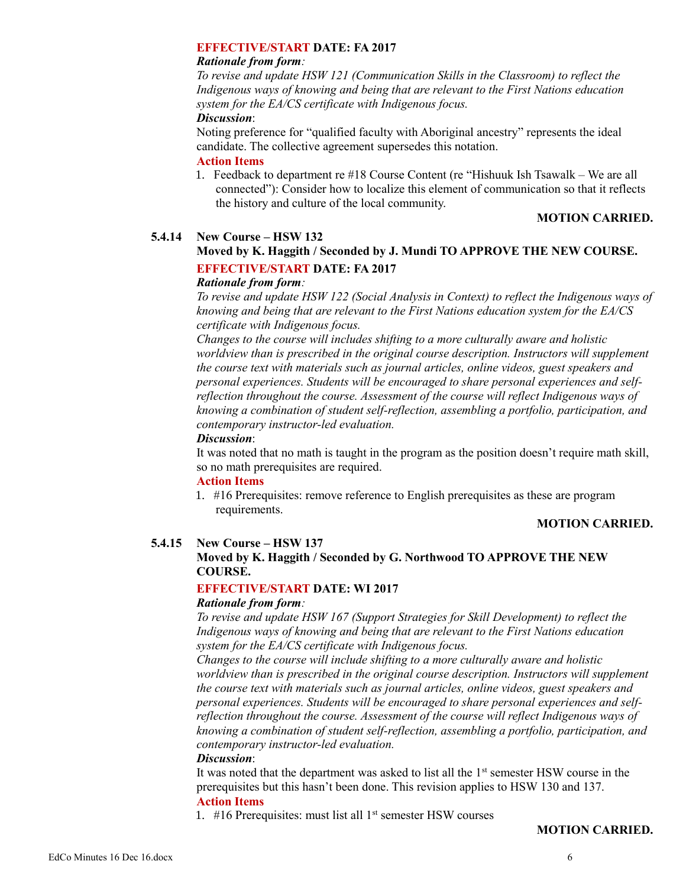**EFFECTIVE/START DATE: FA 2017**

***Rationale from form:***

*To revise and update HSW 121 (Communication Skills in the Classroom) to reflect the Indigenous ways of knowing and being that are relevant to the First Nations education system for the EA/CS certificate with Indigenous focus.*

***Discussion***:

Noting preference for "qualified faculty with Aboriginal ancestry" represents the ideal candidate. The collective agreement supersedes this notation.

**Action Items**

1. Feedback to department re #18 Course Content (re "Hishuuk Ish Tsawalk – We are all connected"): Consider how to localize this element of communication so that it reflects the history and culture of the local community.

**MOTION CARRIED.**

**5.4.14 New Course – HSW 132**

**Moved by K. Haggith / Seconded by J. Mundi TO APPROVE THE NEW COURSE.**

**EFFECTIVE/START DATE: FA 2017**

***Rationale from form:***

*To revise and update HSW 122 (Social Analysis in Context) to reflect the Indigenous ways of knowing and being that are relevant to the First Nations education system for the EA/CS certificate with Indigenous focus.*

*Changes to the course will includes shifting to a more culturally aware and holistic worldview than is prescribed in the original course description. Instructors will supplement the course text with materials such as journal articles, online videos, guest speakers and personal experiences. Students will be encouraged to share personal experiences and self-reflection throughout the course. Assessment of the course will reflect Indigenous ways of knowing a combination of student self-reflection, assembling a portfolio, participation, and contemporary instructor-led evaluation.*

***Discussion***:

It was noted that no math is taught in the program as the position doesn't require math skill, so no math prerequisites are required.

**Action Items**

1. #16 Prerequisites: remove reference to English prerequisites as these are program requirements.

**MOTION CARRIED.**

**5.4.15 New Course – HSW 137**

**Moved by K. Haggith / Seconded by G. Northwood TO APPROVE THE NEW COURSE.**

**EFFECTIVE/START DATE: WI 2017**

***Rationale from form:***

*To revise and update HSW 167 (Support Strategies for Skill Development) to reflect the Indigenous ways of knowing and being that are relevant to the First Nations education system for the EA/CS certificate with Indigenous focus.*

*Changes to the course will include shifting to a more culturally aware and holistic worldview than is prescribed in the original course description. Instructors will supplement the course text with materials such as journal articles, online videos, guest speakers and personal experiences. Students will be encouraged to share personal experiences and self-reflection throughout the course. Assessment of the course will reflect Indigenous ways of knowing a combination of student self-reflection, assembling a portfolio, participation, and contemporary instructor-led evaluation.*

***Discussion***:

It was noted that the department was asked to list all the 1st semester HSW course in the prerequisites but this hasn't been done. This revision applies to HSW 130 and 137.

**Action Items**

1. #16 Prerequisites: must list all 1st semester HSW courses

**MOTION CARRIED.**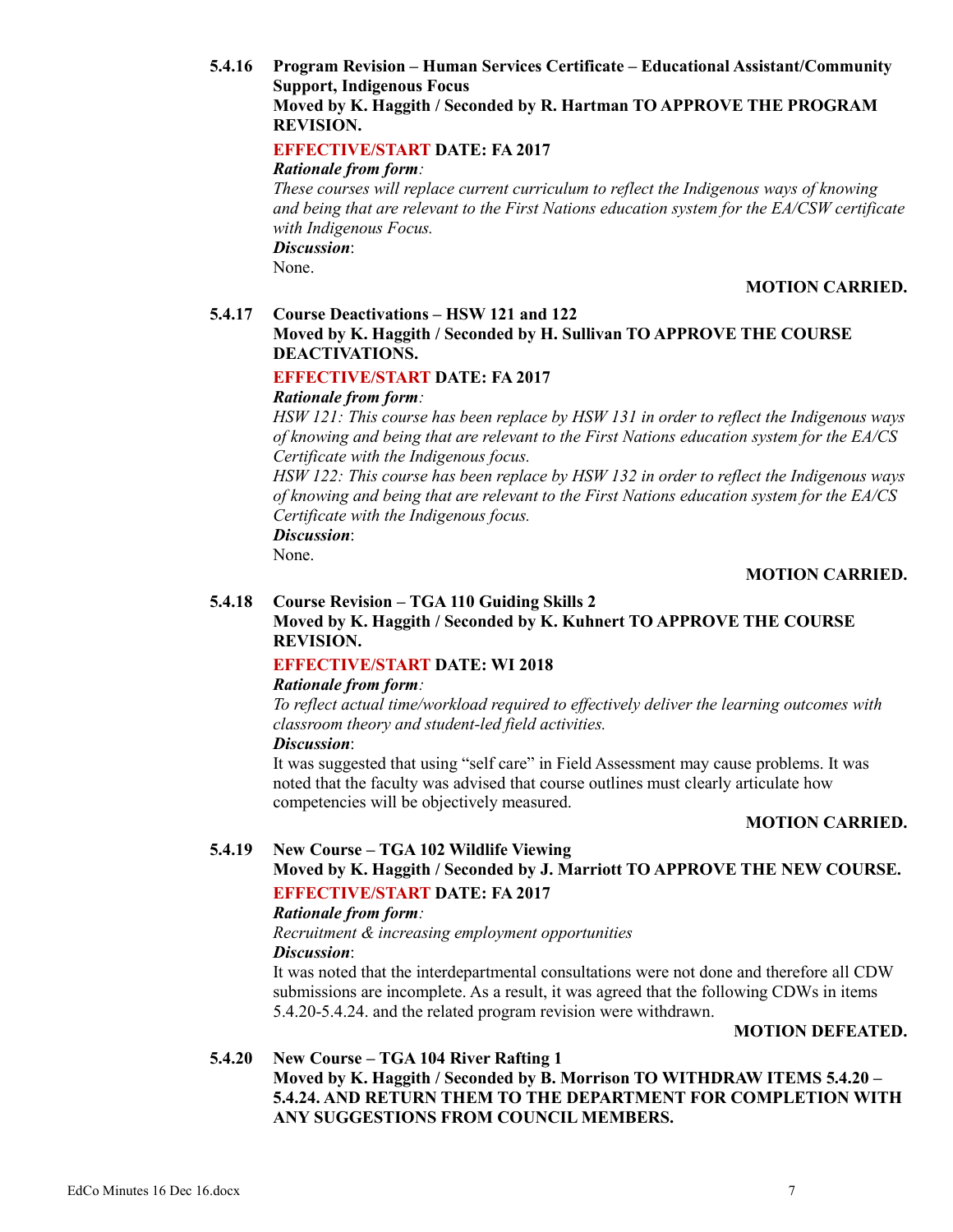**5.4.16 Program Revision – Human Services Certificate – Educational Assistant/Community Support, Indigenous Focus**

**Moved by K. Haggith / Seconded by R. Hartman TO APPROVE THE PROGRAM REVISION.**

**EFFECTIVE/START DATE: FA 2017**

***Rationale from form:***

*These courses will replace current curriculum to reflect the Indigenous ways of knowing and being that are relevant to the First Nations education system for the EA/CSW certificate with Indigenous Focus.*

***Discussion*:**

None.

**MOTION CARRIED.**

**5.4.17 Course Deactivations – HSW 121 and 122**

**Moved by K. Haggith / Seconded by H. Sullivan TO APPROVE THE COURSE DEACTIVATIONS.**

**EFFECTIVE/START DATE: FA 2017**

***Rationale from form:***

*HSW 121: This course has been replace by HSW 131 in order to reflect the Indigenous ways of knowing and being that are relevant to the First Nations education system for the EA/CS Certificate with the Indigenous focus.*

*HSW 122: This course has been replace by HSW 132 in order to reflect the Indigenous ways of knowing and being that are relevant to the First Nations education system for the EA/CS Certificate with the Indigenous focus.*

***Discussion*:**

None.

**MOTION CARRIED.**

**5.4.18 Course Revision – TGA 110 Guiding Skills 2**

**Moved by K. Haggith / Seconded by K. Kuhnert TO APPROVE THE COURSE REVISION.**

**EFFECTIVE/START DATE: WI 2018**

***Rationale from form:***

*To reflect actual time/workload required to effectively deliver the learning outcomes with classroom theory and student-led field activities.*

***Discussion*:**

It was suggested that using "self care" in Field Assessment may cause problems. It was noted that the faculty was advised that course outlines must clearly articulate how competencies will be objectively measured.

**MOTION CARRIED.**

**5.4.19 New Course – TGA 102 Wildlife Viewing**

**Moved by K. Haggith / Seconded by J. Marriott TO APPROVE THE NEW COURSE.**

**EFFECTIVE/START DATE: FA 2017**

***Rationale from form:***

*Recruitment & increasing employment opportunities*

***Discussion*:**

It was noted that the interdepartmental consultations were not done and therefore all CDW submissions are incomplete. As a result, it was agreed that the following CDWs in items 5.4.20-5.4.24. and the related program revision were withdrawn.

**MOTION DEFEATED.**

**5.4.20 New Course – TGA 104 River Rafting 1**

**Moved by K. Haggith / Seconded by B. Morrison TO WITHDRAW ITEMS 5.4.20 – 5.4.24. AND RETURN THEM TO THE DEPARTMENT FOR COMPLETION WITH ANY SUGGESTIONS FROM COUNCIL MEMBERS.**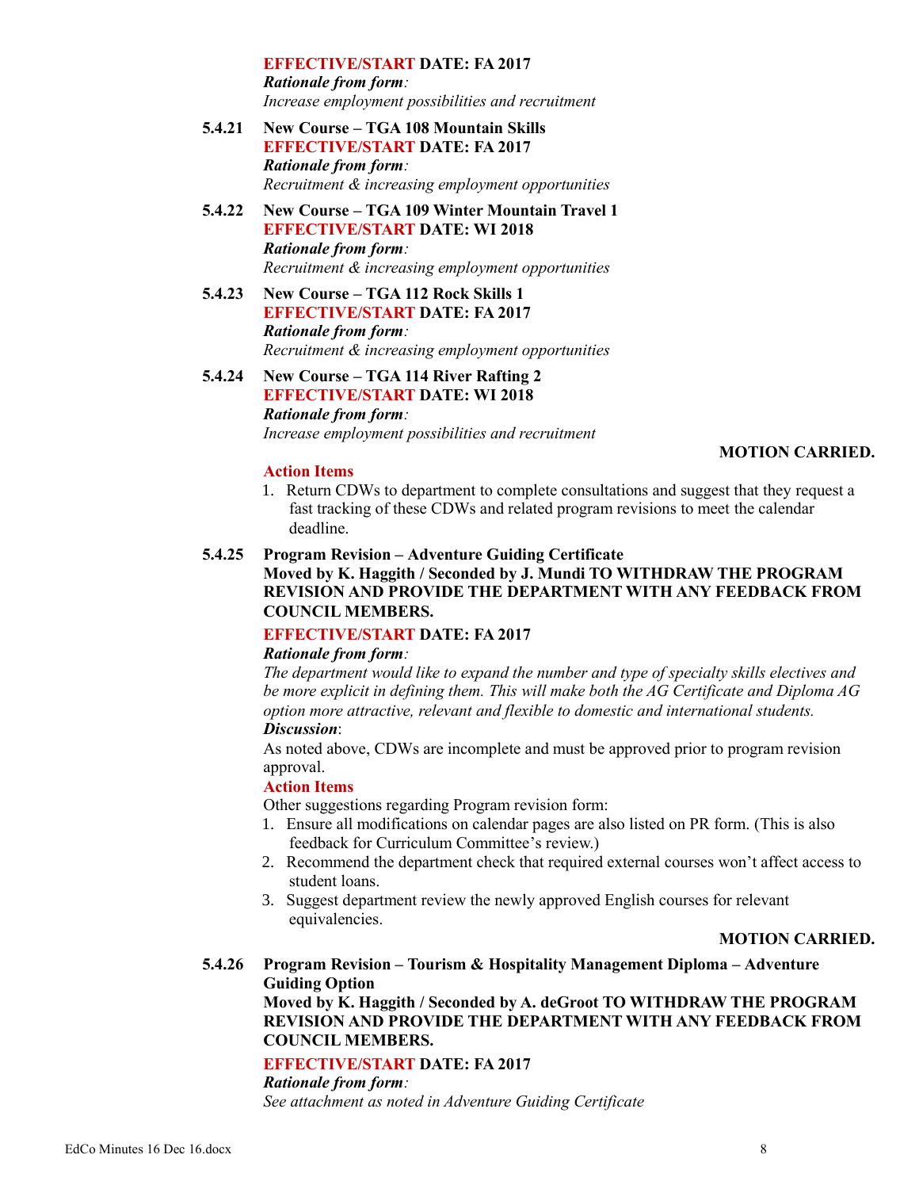**EFFECTIVE/START DATE: FA 2017**
***Rationale from form**:*
*Increase employment possibilities and recruitment*

**5.4.21 New Course – TGA 108 Mountain Skills**
**EFFECTIVE/START DATE: FA 2017**
***Rationale from form**:*
*Recruitment & increasing employment opportunities*

**5.4.22 New Course – TGA 109 Winter Mountain Travel 1**
**EFFECTIVE/START DATE: WI 2018**
***Rationale from form**:*
*Recruitment & increasing employment opportunities*

**5.4.23 New Course – TGA 112 Rock Skills 1**
**EFFECTIVE/START DATE: FA 2017**
***Rationale from form**:*
*Recruitment & increasing employment opportunities*

**5.4.24 New Course – TGA 114 River Rafting 2**
**EFFECTIVE/START DATE: WI 2018**
***Rationale from form**:*
*Increase employment possibilities and recruitment*

**MOTION CARRIED.**

**Action Items**

1. Return CDWs to department to complete consultations and suggest that they request a fast tracking of these CDWs and related program revisions to meet the calendar deadline.

**5.4.25 Program Revision – Adventure Guiding Certificate**
**Moved by K. Haggith / Seconded by J. Mundi TO WITHDRAW THE PROGRAM REVISION AND PROVIDE THE DEPARTMENT WITH ANY FEEDBACK FROM COUNCIL MEMBERS.**

**EFFECTIVE/START DATE: FA 2017**
***Rationale from form**:*
*The department would like to expand the number and type of specialty skills electives and be more explicit in defining them. This will make both the AG Certificate and Diploma AG option more attractive, relevant and flexible to domestic and international students.*
***Discussion***:
As noted above, CDWs are incomplete and must be approved prior to program revision approval.

**Action Items**

Other suggestions regarding Program revision form:

1. Ensure all modifications on calendar pages are also listed on PR form. (This is also feedback for Curriculum Committee's review.)
2. Recommend the department check that required external courses won't affect access to student loans.
3. Suggest department review the newly approved English courses for relevant equivalencies.

**MOTION CARRIED.**

**5.4.26 Program Revision – Tourism & Hospitality Management Diploma – Adventure Guiding Option**
**Moved by K. Haggith / Seconded by A. deGroot TO WITHDRAW THE PROGRAM REVISION AND PROVIDE THE DEPARTMENT WITH ANY FEEDBACK FROM COUNCIL MEMBERS.**

**EFFECTIVE/START DATE: FA 2017**
***Rationale from form**:*
*See attachment as noted in Adventure Guiding Certificate*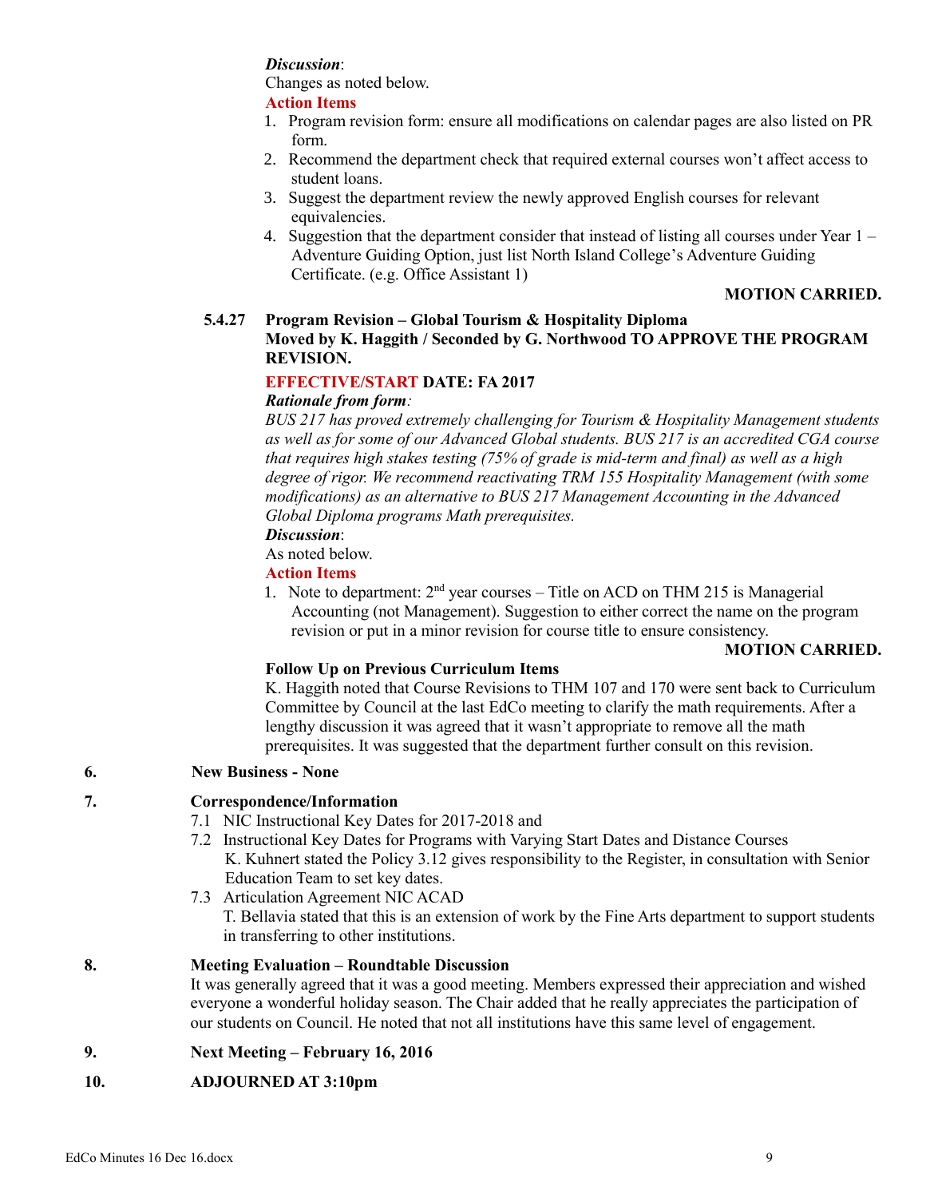***Discussion***:
Changes as noted below.

**Action Items**

1. Program revision form: ensure all modifications on calendar pages are also listed on PR form.
2. Recommend the department check that required external courses won't affect access to student loans.
3. Suggest the department review the newly approved English courses for relevant equivalencies.
4. Suggestion that the department consider that instead of listing all courses under Year 1 – Adventure Guiding Option, just list North Island College's Adventure Guiding Certificate. (e.g. Office Assistant 1)

**MOTION CARRIED.**

**5.4.27 Program Revision – Global Tourism & Hospitality Diploma**
**Moved by K. Haggith / Seconded by G. Northwood TO APPROVE THE PROGRAM REVISION.**

**EFFECTIVE/START DATE: FA 2017**

***Rationale from form:***
*BUS 217 has proved extremely challenging for Tourism & Hospitality Management students as well as for some of our Advanced Global students. BUS 217 is an accredited CGA course that requires high stakes testing (75% of grade is mid-term and final) as well as a high degree of rigor. We recommend reactivating TRM 155 Hospitality Management (with some modifications) as an alternative to BUS 217 Management Accounting in the Advanced Global Diploma programs Math prerequisites.*

***Discussion***:
As noted below.

**Action Items**

1. Note to department: 2nd year courses – Title on ACD on THM 215 is Managerial Accounting (not Management). Suggestion to either correct the name on the program revision or put in a minor revision for course title to ensure consistency.

**MOTION CARRIED.**

**Follow Up on Previous Curriculum Items**
K. Haggith noted that Course Revisions to THM 107 and 170 were sent back to Curriculum Committee by Council at the last EdCo meeting to clarify the math requirements. After a lengthy discussion it was agreed that it wasn't appropriate to remove all the math prerequisites. It was suggested that the department further consult on this revision.

**6. New Business - None**

**7. Correspondence/Information**

7.1 NIC Instructional Key Dates for 2017-2018 and

7.2 Instructional Key Dates for Programs with Varying Start Dates and Distance Courses
K. Kuhnert stated the Policy 3.12 gives responsibility to the Register, in consultation with Senior Education Team to set key dates.

7.3 Articulation Agreement NIC ACAD
T. Bellavia stated that this is an extension of work by the Fine Arts department to support students in transferring to other institutions.

**8. Meeting Evaluation – Roundtable Discussion**
It was generally agreed that it was a good meeting. Members expressed their appreciation and wished everyone a wonderful holiday season. The Chair added that he really appreciates the participation of our students on Council. He noted that not all institutions have this same level of engagement.

**9. Next Meeting – February 16, 2016**

**10. ADJOURNED AT 3:10pm**